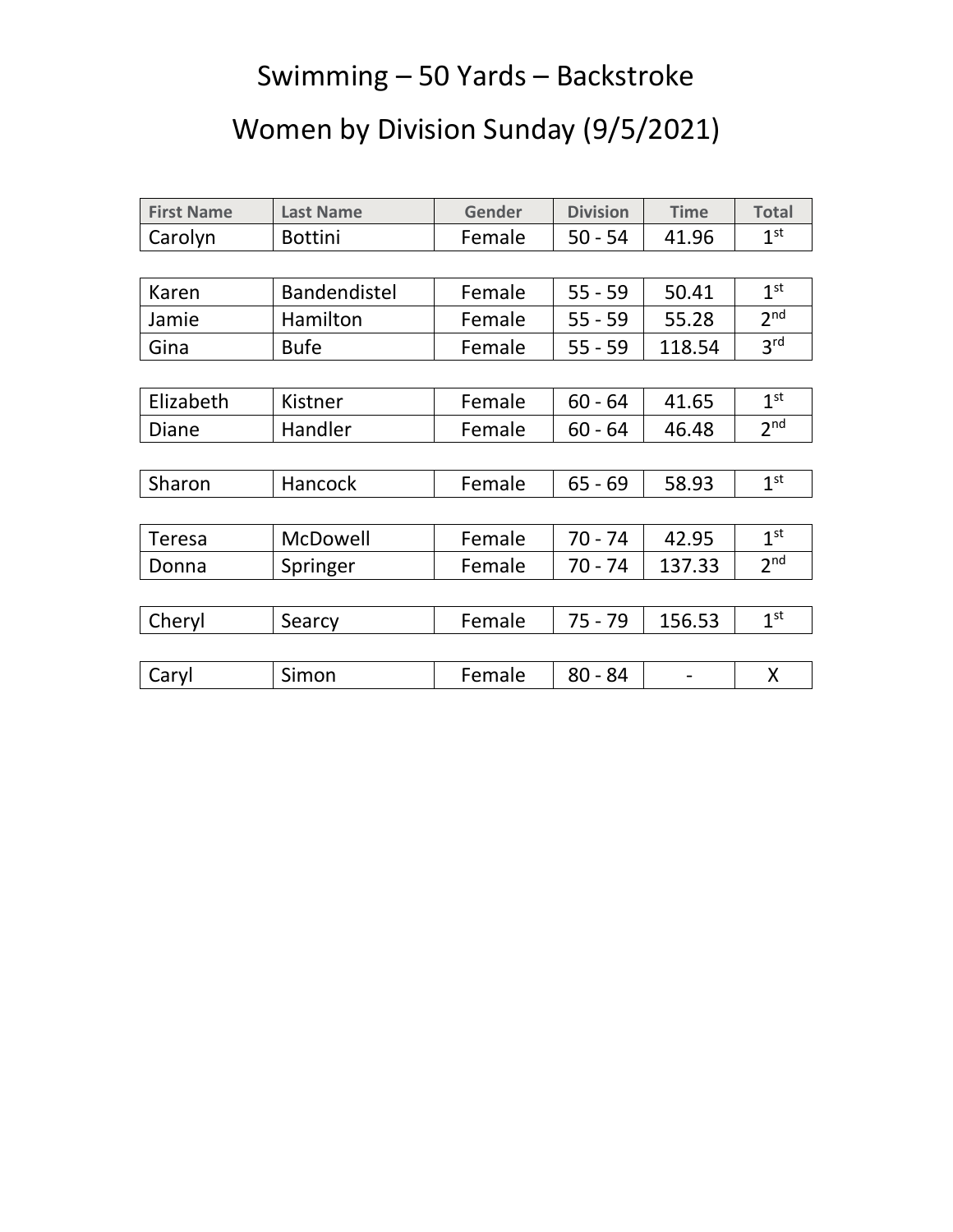# Swimming – 50 Yards – Backstroke

## Women by Division Sunday (9/5/2021)

| First Name | Last Name | Gender | Division | Time | Total |
|---|---|---|---|---|---|
| Carolyn | Bottini | Female | 50 - 54 | 41.96 | 1st |
| Karen | Bandendistel | Female | 55 - 59 | 50.41 | 1st |
| Jamie | Hamilton | Female | 55 - 59 | 55.28 | 2nd |
| Gina | Bufe | Female | 55 - 59 | 118.54 | 3rd |
| Elizabeth | Kistner | Female | 60 - 64 | 41.65 | 1st |
| Diane | Handler | Female | 60 - 64 | 46.48 | 2nd |
| Sharon | Hancock | Female | 65 - 69 | 58.93 | 1st |
| Teresa | McDowell | Female | 70 - 74 | 42.95 | 1st |
| Donna | Springer | Female | 70 - 74 | 137.33 | 2nd |
| Cheryl | Searcy | Female | 75 - 79 | 156.53 | 1st |
| Caryl | Simon | Female | 80 - 84 | - | X |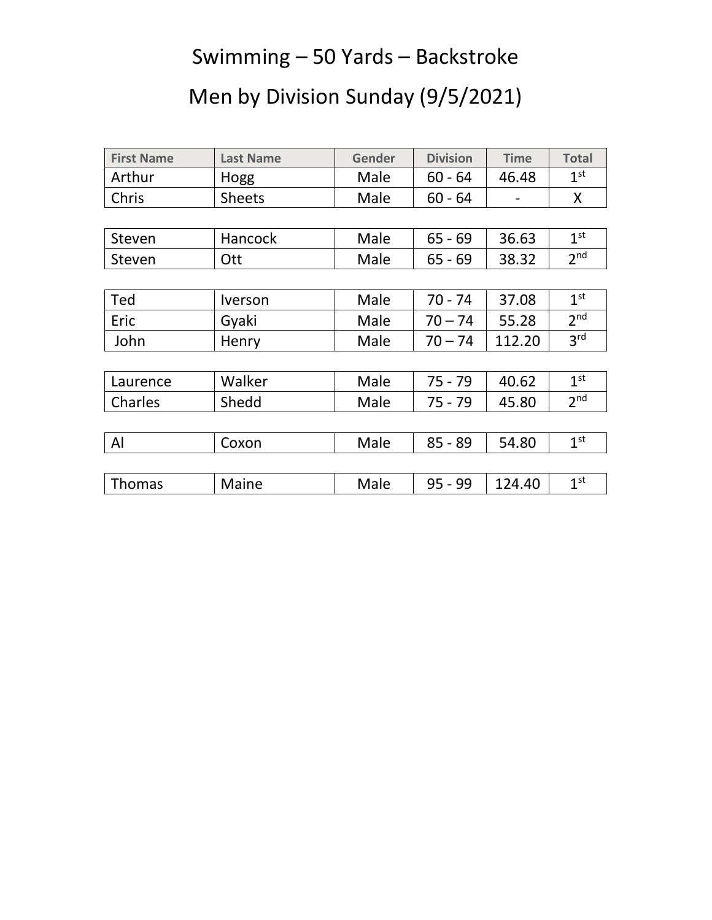# Swimming – 50 Yards – Backstroke

# Men by Division Sunday (9/5/2021)

| First Name | Last Name | Gender | Division | Time | Total |
|---|---|---|---|---|---|
| Arthur | Hogg | Male | 60 - 64 | 46.48 | 1st |
| Chris | Sheets | Male | 60 - 64 | - | X |
| | | | | | |
| Steven | Hancock | Male | 65 - 69 | 36.63 | 1st |
| Steven | Ott | Male | 65 - 69 | 38.32 | 2nd |
| | | | | | |
| Ted | Iverson | Male | 70 - 74 | 37.08 | 1st |
| Eric | Gyaki | Male | 70 – 74 | 55.28 | 2nd |
| John | Henry | Male | 70 – 74 | 112.20 | 3rd |
| | | | | | |
| Laurence | Walker | Male | 75 - 79 | 40.62 | 1st |
| Charles | Shedd | Male | 75 - 79 | 45.80 | 2nd |
| | | | | | |
| Al | Coxon | Male | 85 - 89 | 54.80 | 1st |
| | | | | | |
| Thomas | Maine | Male | 95 - 99 | 124.40 | 1st |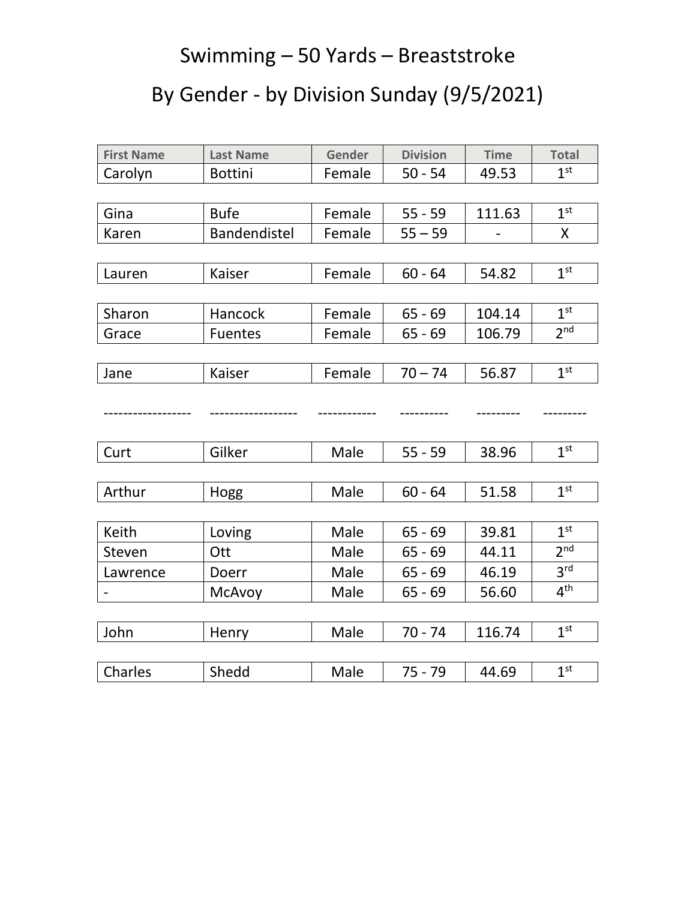# Swimming – 50 Yards – Breaststroke

## By Gender - by Division Sunday (9/5/2021)

| First Name | Last Name | Gender | Division | Time | Total |
|---|---|---|---|---|---|
| Carolyn | Bottini | Female | 50 - 54 | 49.53 | 1st |
| | | | | | |
| Gina | Bufe | Female | 55 - 59 | 111.63 | 1st |
| Karen | Bandendistel | Female | 55 – 59 | - | X |
| | | | | | |
| Lauren | Kaiser | Female | 60 - 64 | 54.82 | 1st |
| | | | | | |
| Sharon | Hancock | Female | 65 - 69 | 104.14 | 1st |
| Grace | Fuentes | Female | 65 - 69 | 106.79 | 2nd |
| | | | | | |
| Jane | Kaiser | Female | 70 – 74 | 56.87 | 1st |
| ------------------ | ------------------ | ------------ | ---------- | --------- | --------- |
| Curt | Gilker | Male | 55 - 59 | 38.96 | 1st |
| | | | | | |
| Arthur | Hogg | Male | 60 - 64 | 51.58 | 1st |
| | | | | | |
| Keith | Loving | Male | 65 - 69 | 39.81 | 1st |
| Steven | Ott | Male | 65 - 69 | 44.11 | 2nd |
| Lawrence | Doerr | Male | 65 - 69 | 46.19 | 3rd |
| - | McAvoy | Male | 65 - 69 | 56.60 | 4th |
| | | | | | |
| John | Henry | Male | 70 - 74 | 116.74 | 1st |
| | | | | | |
| Charles | Shedd | Male | 75 - 79 | 44.69 | 1st |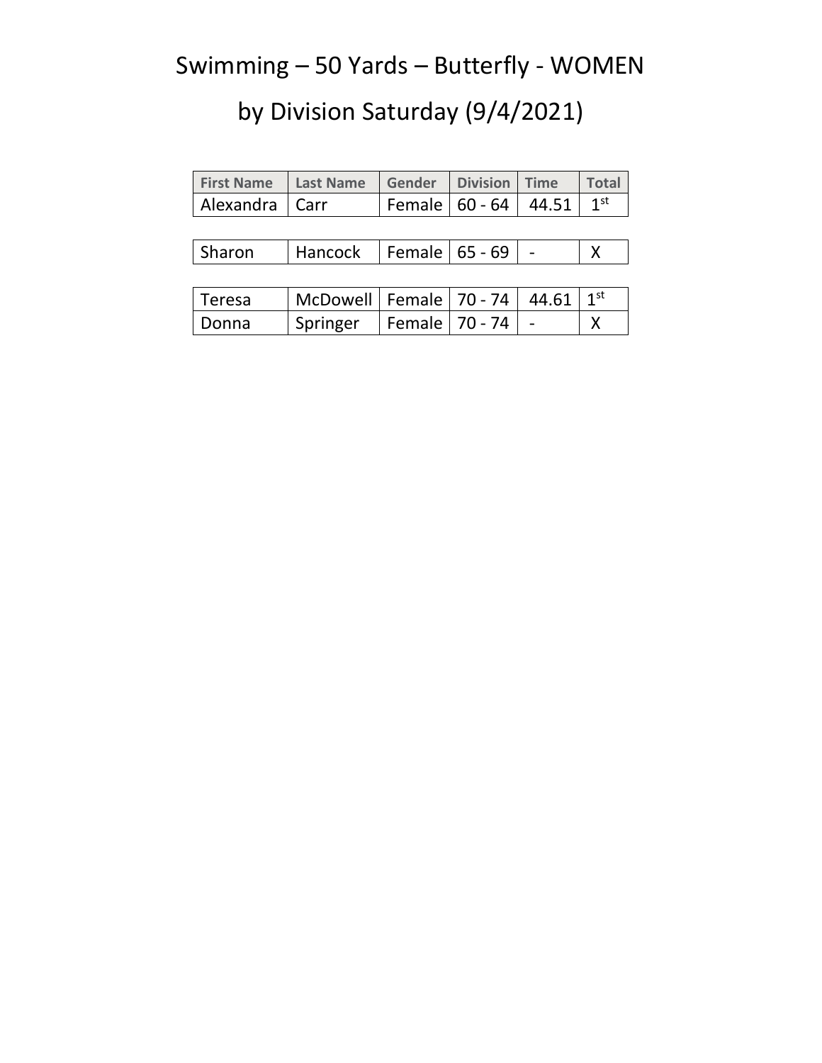# Swimming – 50 Yards – Butterfly - WOMEN

## by Division Saturday (9/4/2021)

| First Name | Last Name | Gender | Division | Time | Total |
|---|---|---|---|---|---|
| Alexandra | Carr | Female | 60 - 64 | 44.51 | 1st |
| Sharon | Hancock | Female | 65 - 69 | - | X |
| Teresa | McDowell | Female | 70 - 74 | 44.61 | 1st |
| Donna | Springer | Female | 70 - 74 | - | X |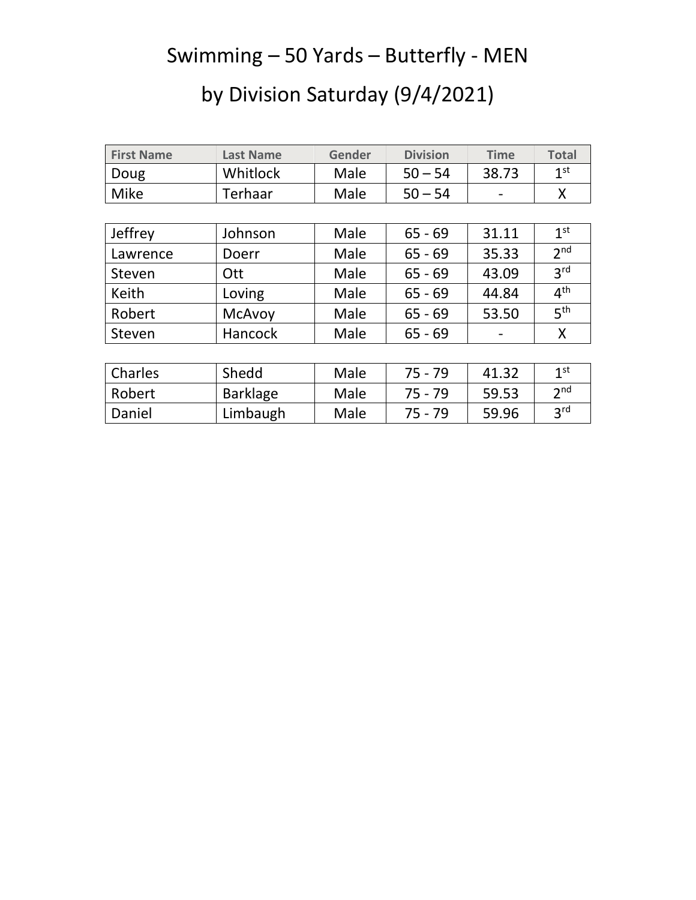# Swimming – 50 Yards – Butterfly - MEN

# by Division Saturday (9/4/2021)

| First Name | Last Name | Gender | Division | Time | Total |
|---|---|---|---|---|---|
| Doug | Whitlock | Male | 50 – 54 | 38.73 | 1st |
| Mike | Terhaar | Male | 50 – 54 | - | X |
| | | | | | |
| Jeffrey | Johnson | Male | 65 - 69 | 31.11 | 1st |
| Lawrence | Doerr | Male | 65 - 69 | 35.33 | 2nd |
| Steven | Ott | Male | 65 - 69 | 43.09 | 3rd |
| Keith | Loving | Male | 65 - 69 | 44.84 | 4th |
| Robert | McAvoy | Male | 65 - 69 | 53.50 | 5th |
| Steven | Hancock | Male | 65 - 69 | - | X |
| | | | | | |
| Charles | Shedd | Male | 75 - 79 | 41.32 | 1st |
| Robert | Barklage | Male | 75 - 79 | 59.53 | 2nd |
| Daniel | Limbaugh | Male | 75 - 79 | 59.96 | 3rd |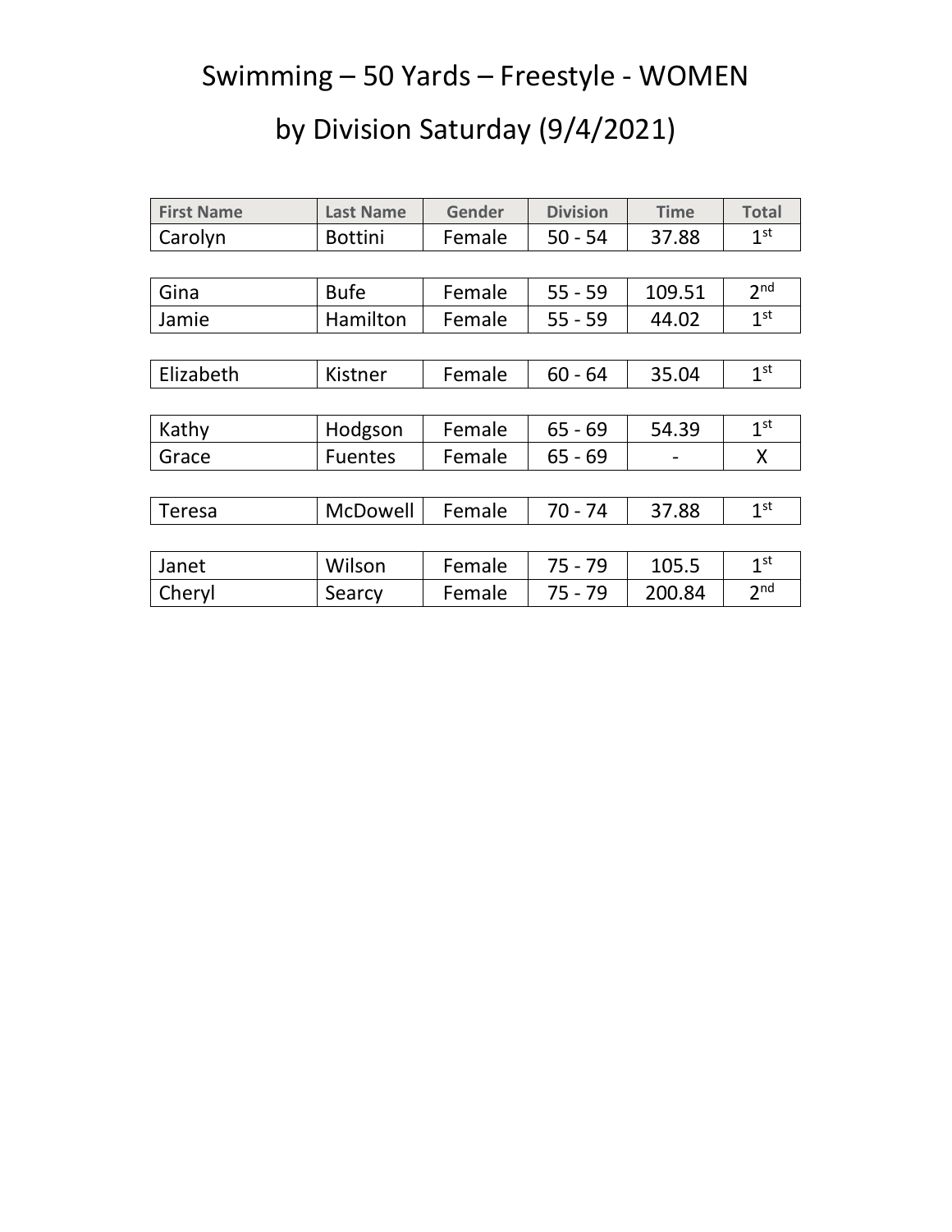# Swimming – 50 Yards – Freestyle - WOMEN

## by Division Saturday (9/4/2021)

| First Name | Last Name | Gender | Division | Time | Total |
| --- | --- | --- | --- | --- | --- |
| Carolyn | Bottini | Female | 50 - 54 | 37.88 | 1st |
| | | | | | |
| Gina | Bufe | Female | 55 - 59 | 109.51 | 2nd |
| Jamie | Hamilton | Female | 55 - 59 | 44.02 | 1st |
| | | | | | |
| Elizabeth | Kistner | Female | 60 - 64 | 35.04 | 1st |
| | | | | | |
| Kathy | Hodgson | Female | 65 - 69 | 54.39 | 1st |
| Grace | Fuentes | Female | 65 - 69 | - | X |
| | | | | | |
| Teresa | McDowell | Female | 70 - 74 | 37.88 | 1st |
| | | | | | |
| Janet | Wilson | Female | 75 - 79 | 105.5 | 1st |
| Cheryl | Searcy | Female | 75 - 79 | 200.84 | 2nd |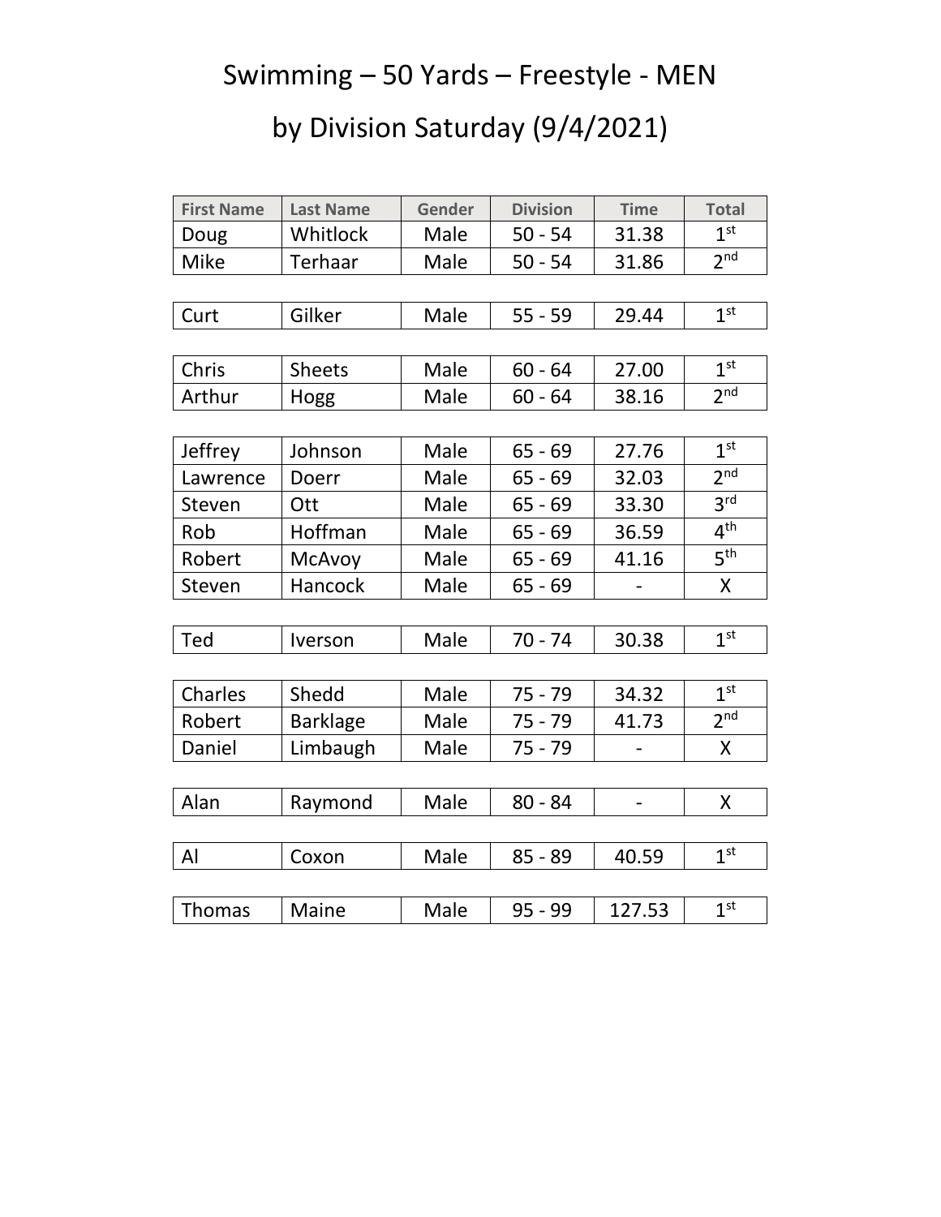# Swimming – 50 Yards – Freestyle - MEN

# by Division Saturday (9/4/2021)

| First Name | Last Name | Gender | Division | Time | Total |
|---|---|---|---|---|---|
| Doug | Whitlock | Male | 50 - 54 | 31.38 | 1st |
| Mike | Terhaar | Male | 50 - 54 | 31.86 | 2nd |
| Curt | Gilker | Male | 55 - 59 | 29.44 | 1st |
| Chris | Sheets | Male | 60 - 64 | 27.00 | 1st |
| Arthur | Hogg | Male | 60 - 64 | 38.16 | 2nd |
| Jeffrey | Johnson | Male | 65 - 69 | 27.76 | 1st |
| Lawrence | Doerr | Male | 65 - 69 | 32.03 | 2nd |
| Steven | Ott | Male | 65 - 69 | 33.30 | 3rd |
| Rob | Hoffman | Male | 65 - 69 | 36.59 | 4th |
| Robert | McAvoy | Male | 65 - 69 | 41.16 | 5th |
| Steven | Hancock | Male | 65 - 69 | - | X |
| Ted | Iverson | Male | 70 - 74 | 30.38 | 1st |
| Charles | Shedd | Male | 75 - 79 | 34.32 | 1st |
| Robert | Barklage | Male | 75 - 79 | 41.73 | 2nd |
| Daniel | Limbaugh | Male | 75 - 79 | - | X |
| Alan | Raymond | Male | 80 - 84 | - | X |
| Al | Coxon | Male | 85 - 89 | 40.59 | 1st |
| Thomas | Maine | Male | 95 - 99 | 127.53 | 1st |